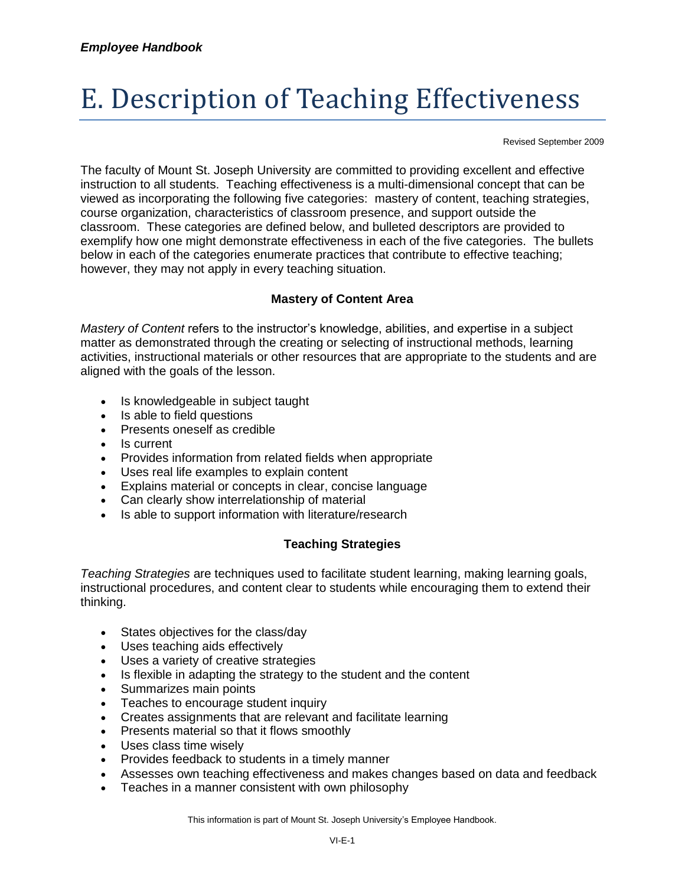# E. Description of Teaching Effectiveness

Revised September 2009

The faculty of Mount St. Joseph University are committed to providing excellent and effective instruction to all students. Teaching effectiveness is a multi-dimensional concept that can be viewed as incorporating the following five categories: mastery of content, teaching strategies, course organization, characteristics of classroom presence, and support outside the classroom. These categories are defined below, and bulleted descriptors are provided to exemplify how one might demonstrate effectiveness in each of the five categories. The bullets below in each of the categories enumerate practices that contribute to effective teaching; however, they may not apply in every teaching situation.

### Mastery of Content Area

*Mastery of Content* refers to the instructor's knowledge, abilities, and expertise in a subject matter as demonstrated through the creating or selecting of instructional methods, learning activities, instructional materials or other resources that are appropriate to the students and are aligned with the goals of the lesson.

- Is knowledgeable in subject taught
- Is able to field questions
- Presents oneself as credible
- Is current
- Provides information from related fields when appropriate
- Uses real life examples to explain content
- Explains material or concepts in clear, concise language
- Can clearly show interrelationship of material
- Is able to support information with literature/research

### Teaching Strategies

*Teaching Strategies* are techniques used to facilitate student learning, making learning goals, instructional procedures, and content clear to students while encouraging them to extend their thinking.

- States objectives for the class/day
- Uses teaching aids effectively
- Uses a variety of creative strategies
- Is flexible in adapting the strategy to the student and the content
- Summarizes main points
- Teaches to encourage student inquiry
- Creates assignments that are relevant and facilitate learning
- Presents material so that it flows smoothly
- Uses class time wisely
- Provides feedback to students in a timely manner
- Assesses own teaching effectiveness and makes changes based on data and feedback
- Teaches in a manner consistent with own philosophy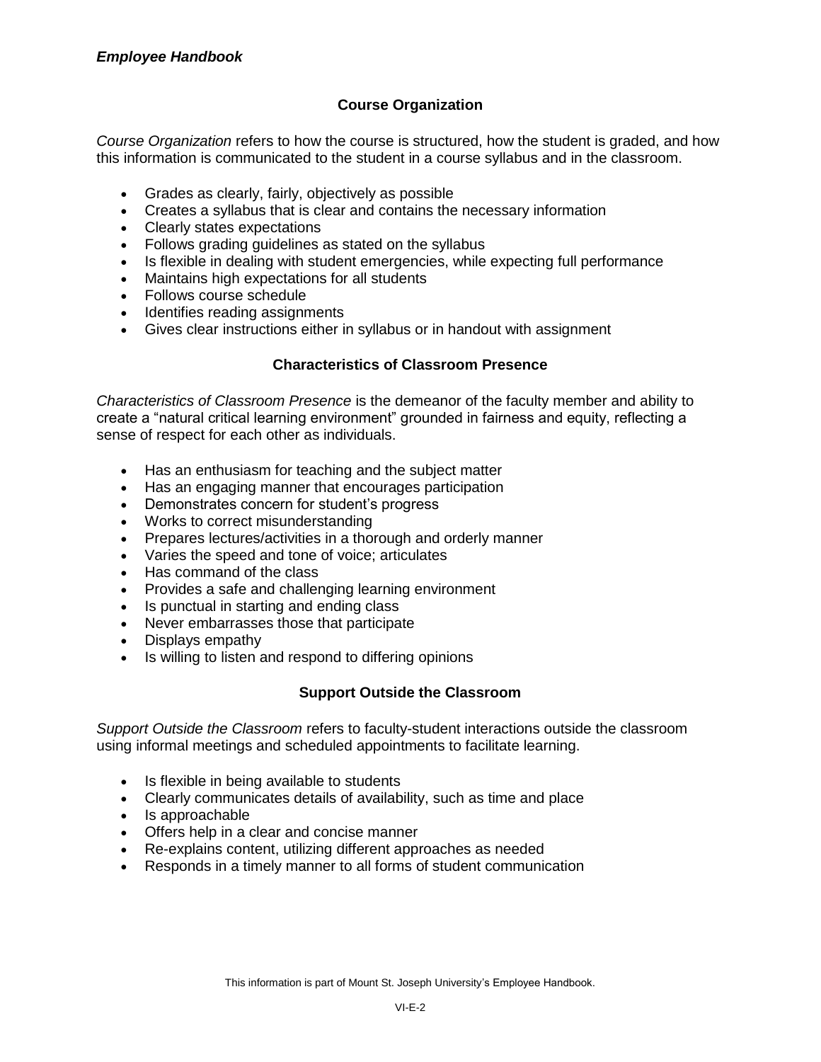## Course Organization

*Course Organization* refers to how the course is structured, how the student is graded, and how this information is communicated to the student in a course syllabus and in the classroom.

- Grades as clearly, fairly, objectively as possible
- Creates a syllabus that is clear and contains the necessary information
- Clearly states expectations
- Follows grading guidelines as stated on the syllabus
- Is flexible in dealing with student emergencies, while expecting full performance
- Maintains high expectations for all students
- Follows course schedule
- Identifies reading assignments
- Gives clear instructions either in syllabus or in handout with assignment

## Characteristics of Classroom Presence

*Characteristics of Classroom Presence* is the demeanor of the faculty member and ability to create a "natural critical learning environment" grounded in fairness and equity, reflecting a sense of respect for each other as individuals.

- Has an enthusiasm for teaching and the subject matter
- Has an engaging manner that encourages participation
- Demonstrates concern for student's progress
- Works to correct misunderstanding
- Prepares lectures/activities in a thorough and orderly manner
- Varies the speed and tone of voice; articulates
- Has command of the class
- Provides a safe and challenging learning environment
- Is punctual in starting and ending class
- Never embarrasses those that participate
- Displays empathy
- Is willing to listen and respond to differing opinions

## Support Outside the Classroom

*Support Outside the Classroom* refers to faculty-student interactions outside the classroom using informal meetings and scheduled appointments to facilitate learning.

- Is flexible in being available to students
- Clearly communicates details of availability, such as time and place
- Is approachable
- Offers help in a clear and concise manner
- Re-explains content, utilizing different approaches as needed
- Responds in a timely manner to all forms of student communication